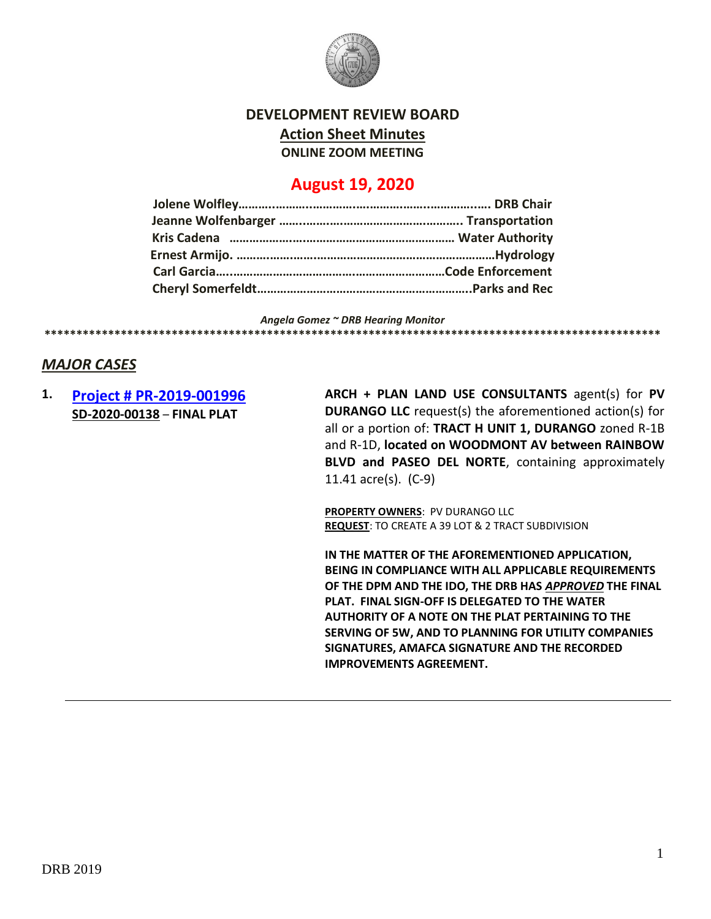# DEVELOPMENT REVIEW BOARD

## Action Sheet Minutes

### ONLINE ZOOM MEETING

## August 19, 2020

**Jolene Wolfley……………………………………………………………. DRB Chair**
**Jeanne Wolfenbarger ……………………………………………. Transportation**
**Kris Cadena …………………………………………………………… Water Authority**
**Ernest Armijo. …………………………………………………………………Hydrology**
**Carl Garcia………………………………………………………………Code Enforcement**
**Cheryl Somerfeldt………………………………………………………..Parks and Rec**

***Angela Gomez ~ DRB Hearing Monitor***

****************************************************************************************************

## ***MAJOR CASES***

**1. Project # PR-2019-001996**
**SD-2020-00138 – FINAL PLAT**

**ARCH + PLAN LAND USE CONSULTANTS** agent(s) for **PV DURANGO LLC** request(s) the aforementioned action(s) for all or a portion of: **TRACT H UNIT 1, DURANGO** zoned R-1B and R-1D, **located on WOODMONT AV between RAINBOW BLVD and PASEO DEL NORTE**, containing approximately 11.41 acre(s). (C-9)

**PROPERTY OWNERS**: PV DURANGO LLC
**REQUEST**: TO CREATE A 39 LOT & 2 TRACT SUBDIVISION

**IN THE MATTER OF THE AFOREMENTIONED APPLICATION, BEING IN COMPLIANCE WITH ALL APPLICABLE REQUIREMENTS OF THE DPM AND THE IDO, THE DRB HAS *APPROVED* THE FINAL PLAT. FINAL SIGN-OFF IS DELEGATED TO THE WATER AUTHORITY OF A NOTE ON THE PLAT PERTAINING TO THE SERVING OF 5W, AND TO PLANNING FOR UTILITY COMPANIES SIGNATURES, AMAFCA SIGNATURE AND THE RECORDED IMPROVEMENTS AGREEMENT.**

---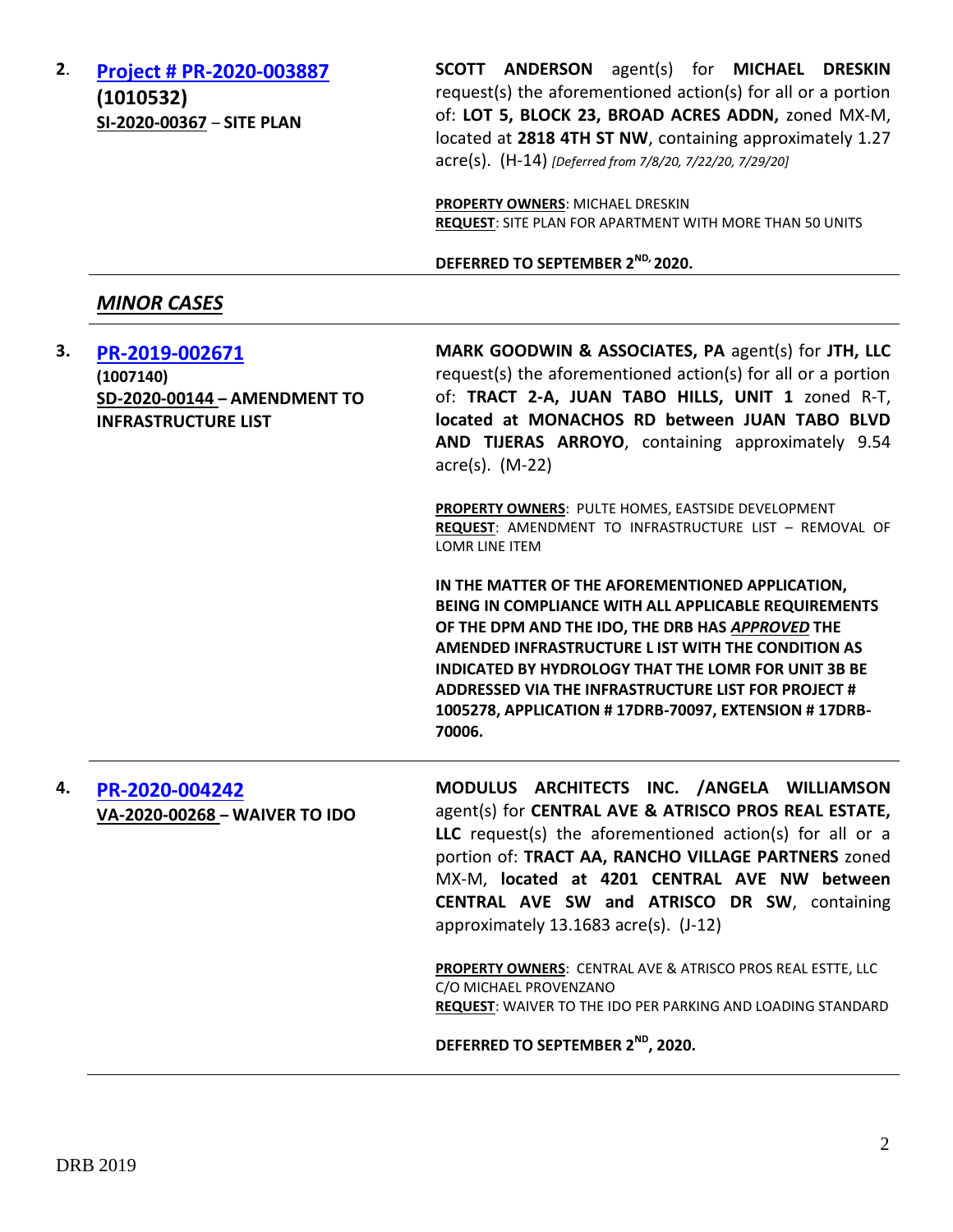2. **[Project # PR-2020-003887](#)**
**(1010532)**
**SI-2020-00367 – SITE PLAN**

**SCOTT ANDERSON** agent(s) for **MICHAEL DRESKIN** request(s) the aforementioned action(s) for all or a portion of: **LOT 5, BLOCK 23, BROAD ACRES ADDN,** zoned MX-M, located at **2818 4TH ST NW**, containing approximately 1.27 acre(s). (H-14) *[Deferred from 7/8/20, 7/22/20, 7/29/20]*

**PROPERTY OWNERS**: MICHAEL DRESKIN
**REQUEST**: SITE PLAN FOR APARTMENT WITH MORE THAN 50 UNITS

**DEFERRED TO SEPTEMBER 2ND, 2020.**

---

## *MINOR CASES*

---

3. **[PR-2019-002671](#)**
**(1007140)**
**SD-2020-00144 – AMENDMENT TO INFRASTRUCTURE LIST**

**MARK GOODWIN & ASSOCIATES, PA** agent(s) for **JTH, LLC** request(s) the aforementioned action(s) for all or a portion of: **TRACT 2-A, JUAN TABO HILLS, UNIT 1** zoned R-T, **located at MONACHOS RD between JUAN TABO BLVD AND TIJERAS ARROYO**, containing approximately 9.54 acre(s). (M-22)

**PROPERTY OWNERS**: PULTE HOMES, EASTSIDE DEVELOPMENT
**REQUEST**: AMENDMENT TO INFRASTRUCTURE LIST – REMOVAL OF LOMR LINE ITEM

**IN THE MATTER OF THE AFOREMENTIONED APPLICATION, BEING IN COMPLIANCE WITH ALL APPLICABLE REQUIREMENTS OF THE DPM AND THE IDO, THE DRB HAS *APPROVED* THE AMENDED INFRASTRUCTURE L IST WITH THE CONDITION AS INDICATED BY HYDROLOGY THAT THE LOMR FOR UNIT 3B BE ADDRESSED VIA THE INFRASTRUCTURE LIST FOR PROJECT # 1005278, APPLICATION # 17DRB-70097, EXTENSION # 17DRB-70006.**

---

4. **[PR-2020-004242](#)**
**VA-2020-00268 – WAIVER TO IDO**

**MODULUS ARCHITECTS INC. /ANGELA WILLIAMSON** agent(s) for **CENTRAL AVE & ATRISCO PROS REAL ESTATE, LLC** request(s) the aforementioned action(s) for all or a portion of: **TRACT AA, RANCHO VILLAGE PARTNERS** zoned MX-M, **located at 4201 CENTRAL AVE NW between CENTRAL AVE SW and ATRISCO DR SW**, containing approximately 13.1683 acre(s). (J-12)

**PROPERTY OWNERS**: CENTRAL AVE & ATRISCO PROS REAL ESTTE, LLC C/O MICHAEL PROVENZANO
**REQUEST**: WAIVER TO THE IDO PER PARKING AND LOADING STANDARD

**DEFERRED TO SEPTEMBER 2ND, 2020.**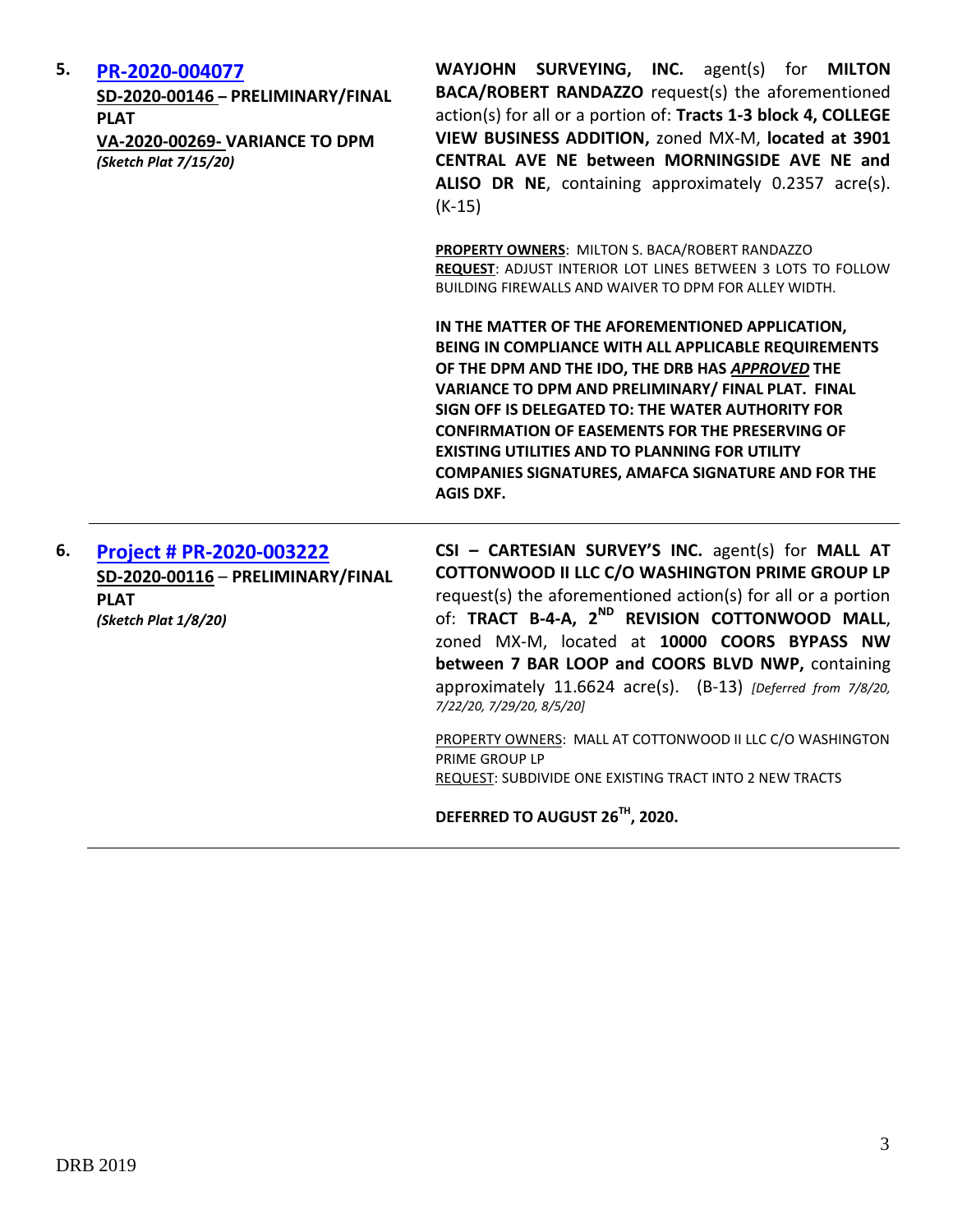**5.** **[PR-2020-004077]**
**SD-2020-00146 – PRELIMINARY/FINAL PLAT**
**VA-2020-00269- VARIANCE TO DPM**
***(Sketch Plat 7/15/20)***

**WAYJOHN SURVEYING, INC.** agent(s) for **MILTON BACA/ROBERT RANDAZZO** request(s) the aforementioned action(s) for all or a portion of: **Tracts 1-3 block 4, COLLEGE VIEW BUSINESS ADDITION,** zoned MX-M, **located at 3901 CENTRAL AVE NE between MORNINGSIDE AVE NE and ALISO DR NE**, containing approximately 0.2357 acre(s). (K-15)

**PROPERTY OWNERS**: MILTON S. BACA/ROBERT RANDAZZO
**REQUEST**: ADJUST INTERIOR LOT LINES BETWEEN 3 LOTS TO FOLLOW BUILDING FIREWALLS AND WAIVER TO DPM FOR ALLEY WIDTH.

**IN THE MATTER OF THE AFOREMENTIONED APPLICATION, BEING IN COMPLIANCE WITH ALL APPLICABLE REQUIREMENTS OF THE DPM AND THE IDO, THE DRB HAS *APPROVED* THE VARIANCE TO DPM AND PRELIMINARY/ FINAL PLAT. FINAL SIGN OFF IS DELEGATED TO: THE WATER AUTHORITY FOR CONFIRMATION OF EASEMENTS FOR THE PRESERVING OF EXISTING UTILITIES AND TO PLANNING FOR UTILITY COMPANIES SIGNATURES, AMAFCA SIGNATURE AND FOR THE AGIS DXF.**

---

**6.** **[Project # PR-2020-003222]**
**SD-2020-00116 – PRELIMINARY/FINAL PLAT**
***(Sketch Plat 1/8/20)***

**CSI – CARTESIAN SURVEY'S INC.** agent(s) for **MALL AT COTTONWOOD II LLC C/O WASHINGTON PRIME GROUP LP** request(s) the aforementioned action(s) for all or a portion of: **TRACT B-4-A, 2ND REVISION COTTONWOOD MALL**, zoned MX-M, located at **10000 COORS BYPASS NW between 7 BAR LOOP and COORS BLVD NWP,** containing approximately 11.6624 acre(s). (B-13) *[Deferred from 7/8/20, 7/22/20, 7/29/20, 8/5/20]*

PROPERTY OWNERS: MALL AT COTTONWOOD II LLC C/O WASHINGTON PRIME GROUP LP
REQUEST: SUBDIVIDE ONE EXISTING TRACT INTO 2 NEW TRACTS

**DEFERRED TO AUGUST 26TH, 2020.**

---

DRB 2019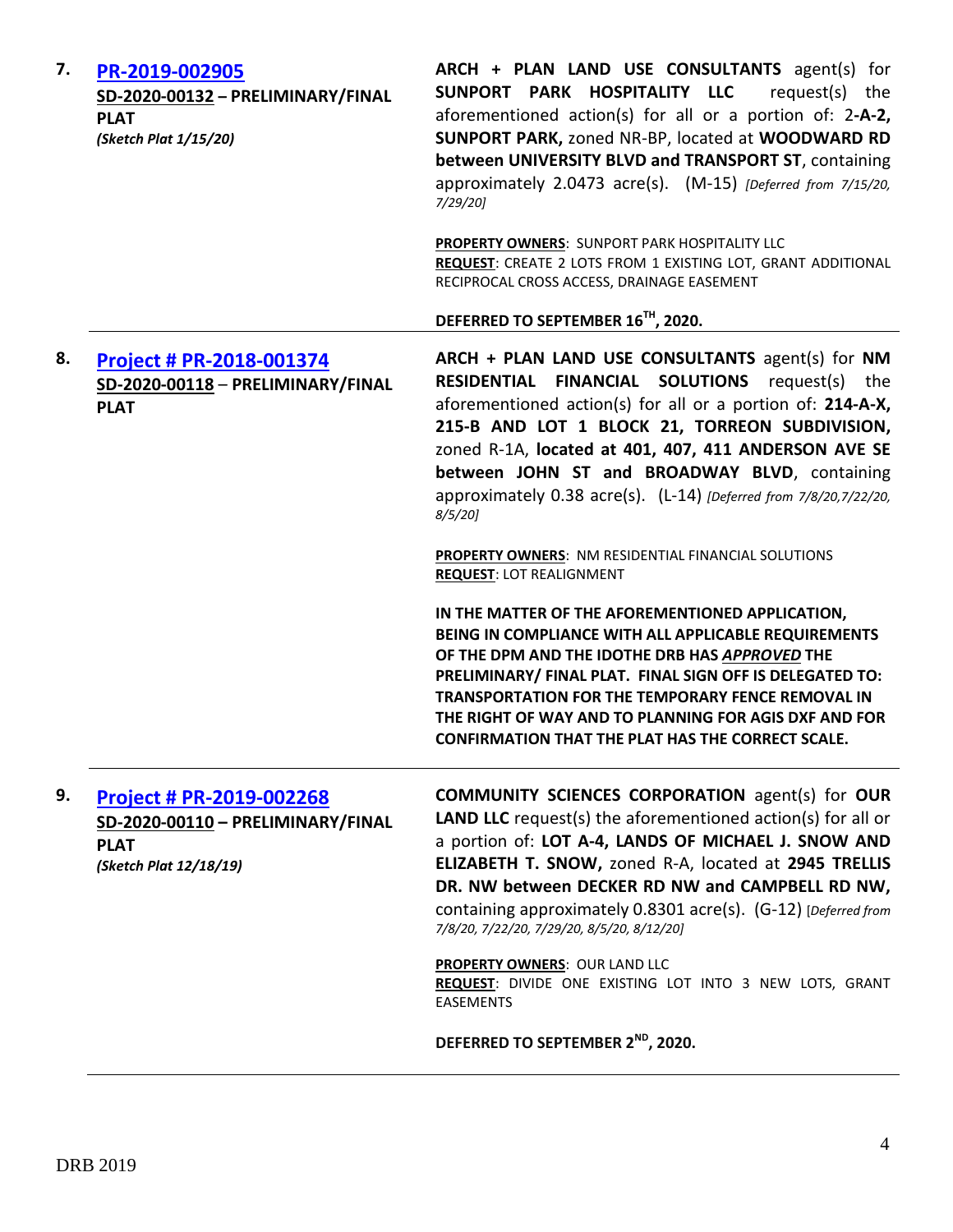| | | |
|---|---|---|
| **7.** | **PR-2019-002905**<br>**SD-2020-00132 – PRELIMINARY/FINAL PLAT**<br>***(Sketch Plat 1/15/20)*** | **ARCH + PLAN LAND USE CONSULTANTS** agent(s) for **SUNPORT PARK HOSPITALITY LLC** request(s) the aforementioned action(s) for all or a portion of: 2**-A-2, SUNPORT PARK,** zoned NR-BP, located at **WOODWARD RD between UNIVERSITY BLVD and TRANSPORT ST**, containing approximately 2.0473 acre(s). (M-15) *[Deferred from 7/15/20, 7/29/20]*<br><br>**PROPERTY OWNERS**: SUNPORT PARK HOSPITALITY LLC<br>**REQUEST**: CREATE 2 LOTS FROM 1 EXISTING LOT, GRANT ADDITIONAL RECIPROCAL CROSS ACCESS, DRAINAGE EASEMENT<br><br>**DEFERRED TO SEPTEMBER 16TH, 2020.** |
| **8.** | **Project # PR-2018-001374**<br>**SD-2020-00118 – PRELIMINARY/FINAL PLAT** | **ARCH + PLAN LAND USE CONSULTANTS** agent(s) for **NM RESIDENTIAL FINANCIAL SOLUTIONS** request(s) the aforementioned action(s) for all or a portion of: **214-A-X, 215-B AND LOT 1 BLOCK 21, TORREON SUBDIVISION,** zoned R-1A, **located at 401, 407, 411 ANDERSON AVE SE between JOHN ST and BROADWAY BLVD**, containing approximately 0.38 acre(s). (L-14) *[Deferred from 7/8/20,7/22/20, 8/5/20]*<br><br>**PROPERTY OWNERS**: NM RESIDENTIAL FINANCIAL SOLUTIONS<br>**REQUEST**: LOT REALIGNMENT<br><br>**IN THE MATTER OF THE AFOREMENTIONED APPLICATION, BEING IN COMPLIANCE WITH ALL APPLICABLE REQUIREMENTS OF THE DPM AND THE IDOTHE DRB HAS *APPROVED* THE PRELIMINARY/ FINAL PLAT. FINAL SIGN OFF IS DELEGATED TO: TRANSPORTATION FOR THE TEMPORARY FENCE REMOVAL IN THE RIGHT OF WAY AND TO PLANNING FOR AGIS DXF AND FOR CONFIRMATION THAT THE PLAT HAS THE CORRECT SCALE.** |
| **9.** | **Project # PR-2019-002268**<br>**SD-2020-00110 – PRELIMINARY/FINAL PLAT**<br>***(Sketch Plat 12/18/19)*** | **COMMUNITY SCIENCES CORPORATION** agent(s) for **OUR LAND LLC** request(s) the aforementioned action(s) for all or a portion of: **LOT A-4, LANDS OF MICHAEL J. SNOW AND ELIZABETH T. SNOW,** zoned R-A, located at **2945 TRELLIS DR. NW between DECKER RD NW and CAMPBELL RD NW,** containing approximately 0.8301 acre(s). (G-12) *[Deferred from 7/8/20, 7/22/20, 7/29/20, 8/5/20, 8/12/20]*<br><br>**PROPERTY OWNERS**: OUR LAND LLC<br>**REQUEST**: DIVIDE ONE EXISTING LOT INTO 3 NEW LOTS, GRANT EASEMENTS<br><br>**DEFERRED TO SEPTEMBER 2ND, 2020.** |

DRB 2019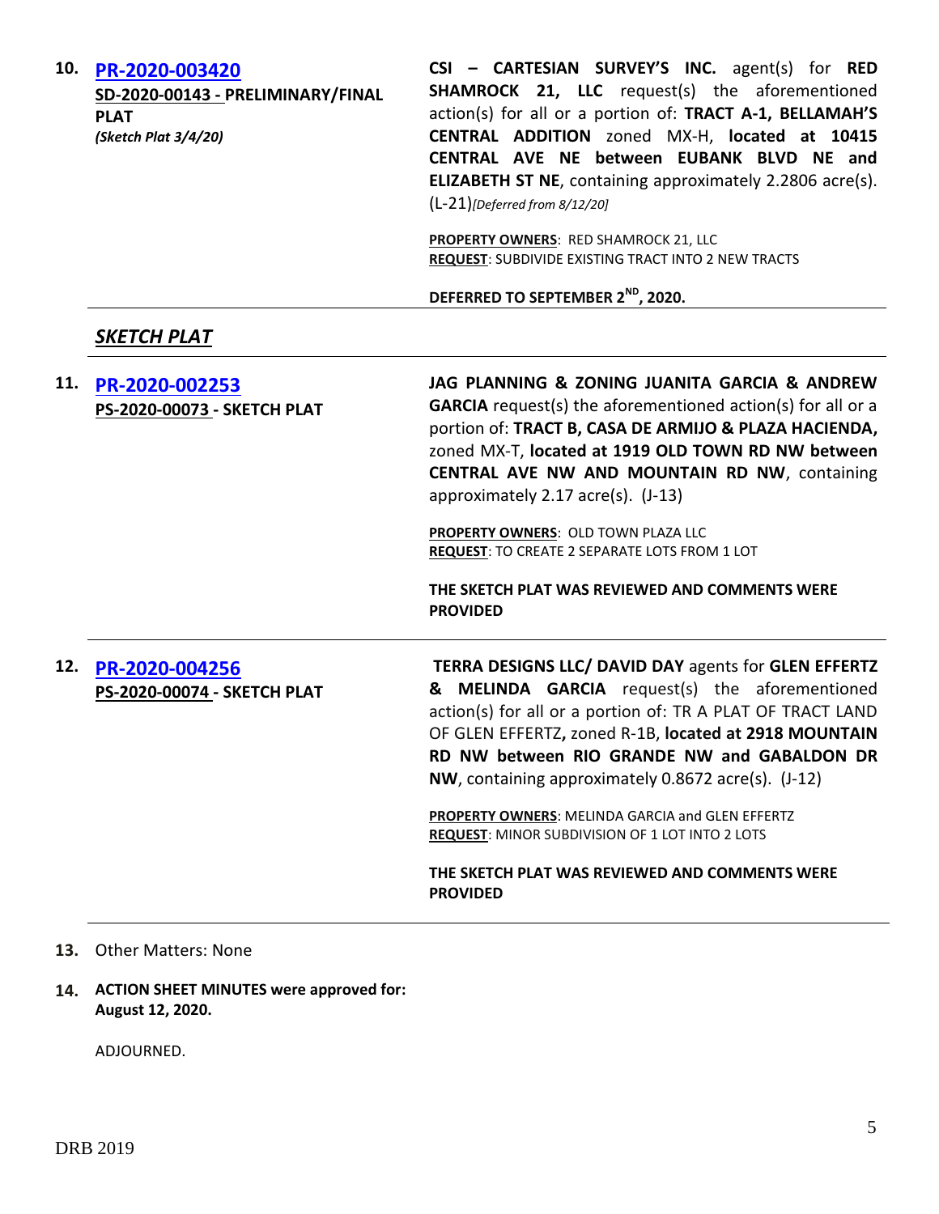**10.** **PR-2020-003420**
**SD-2020-00143 - PRELIMINARY/FINAL PLAT**
***(Sketch Plat 3/4/20)***

**CSI – CARTESIAN SURVEY'S INC.** agent(s) for **RED SHAMROCK 21, LLC** request(s) the aforementioned action(s) for all or a portion of: **TRACT A-1, BELLAMAH'S CENTRAL ADDITION** zoned MX-H, **located at 10415 CENTRAL AVE NE between EUBANK BLVD NE and ELIZABETH ST NE**, containing approximately 2.2806 acre(s). (L-21)*[Deferred from 8/12/20]*

**PROPERTY OWNERS**: RED SHAMROCK 21, LLC
**REQUEST**: SUBDIVIDE EXISTING TRACT INTO 2 NEW TRACTS

**DEFERRED TO SEPTEMBER 2ND, 2020.**

---

***SKETCH PLAT***

---

**11.** **PR-2020-002253**
**PS-2020-00073 - SKETCH PLAT**

**JAG PLANNING & ZONING JUANITA GARCIA & ANDREW GARCIA** request(s) the aforementioned action(s) for all or a portion of: **TRACT B, CASA DE ARMIJO & PLAZA HACIENDA,** zoned MX-T, **located at 1919 OLD TOWN RD NW between CENTRAL AVE NW AND MOUNTAIN RD NW**, containing approximately 2.17 acre(s). (J-13)

**PROPERTY OWNERS**: OLD TOWN PLAZA LLC
**REQUEST**: TO CREATE 2 SEPARATE LOTS FROM 1 LOT

**THE SKETCH PLAT WAS REVIEWED AND COMMENTS WERE PROVIDED**

---

**12.** **PR-2020-004256**
**PS-2020-00074 - SKETCH PLAT**

**TERRA DESIGNS LLC/ DAVID DAY** agents for **GLEN EFFERTZ & MELINDA GARCIA** request(s) the aforementioned action(s) for all or a portion of: TR A PLAT OF TRACT LAND OF GLEN EFFERTZ**,** zoned R-1B, **located at 2918 MOUNTAIN RD NW between RIO GRANDE NW and GABALDON DR NW**, containing approximately 0.8672 acre(s). (J-12)

**PROPERTY OWNERS**: MELINDA GARCIA and GLEN EFFERTZ
**REQUEST**: MINOR SUBDIVISION OF 1 LOT INTO 2 LOTS

**THE SKETCH PLAT WAS REVIEWED AND COMMENTS WERE PROVIDED**

---

**13.** Other Matters: None

**14.** **ACTION SHEET MINUTES were approved for: August 12, 2020.**

ADJOURNED.

DRB 2019